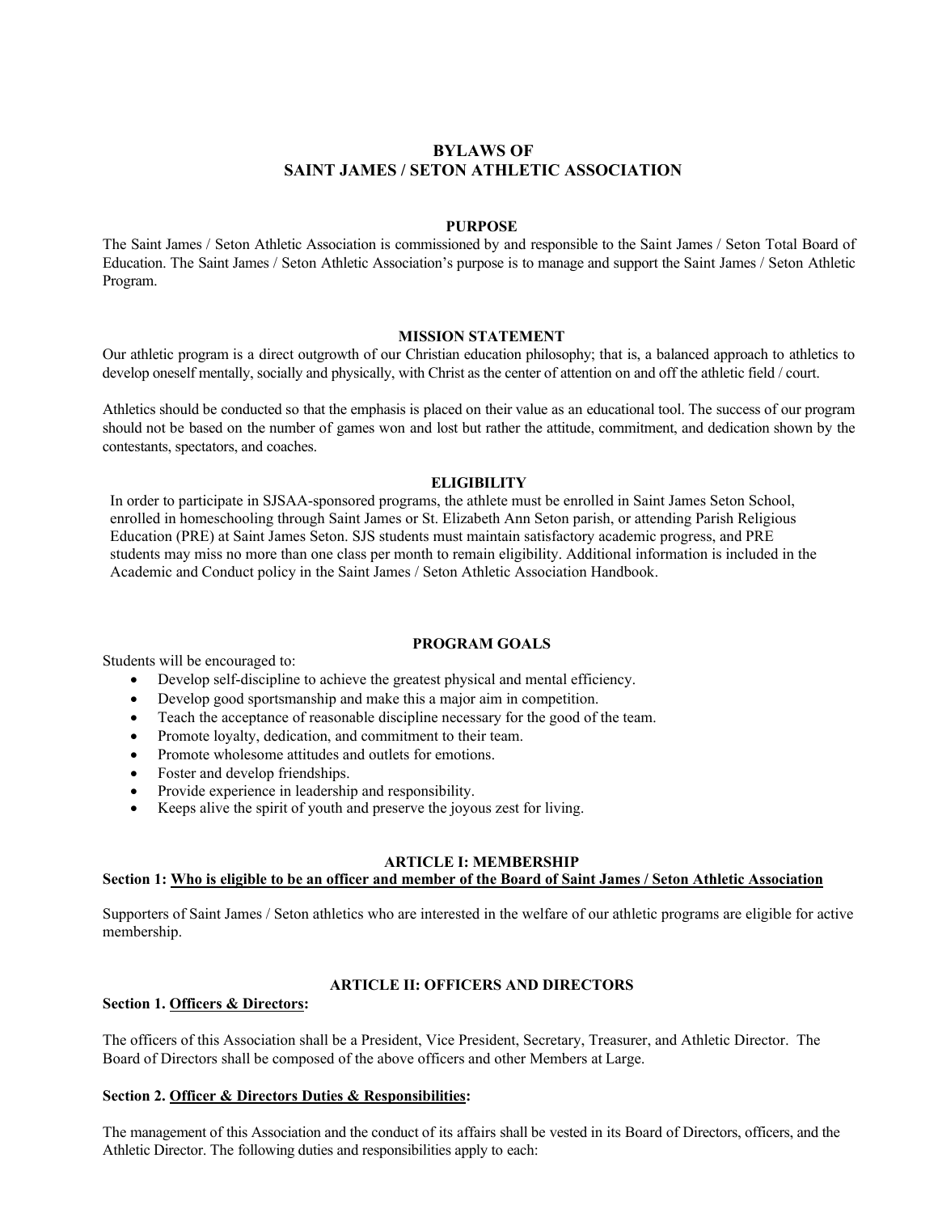# BYLAWS OF SAINT JAMES / SETON ATHLETIC ASSOCIATION

## PURPOSE

The Saint James / Seton Athletic Association is commissioned by and responsible to the Saint James / Seton Total Board of Education. The Saint James / Seton Athletic Association's purpose is to manage and support the Saint James / Seton Athletic Program.

## MISSION STATEMENT

Our athletic program is a direct outgrowth of our Christian education philosophy; that is, a balanced approach to athletics to develop oneself mentally, socially and physically, with Christ as the center of attention on and off the athletic field / court.

Athletics should be conducted so that the emphasis is placed on their value as an educational tool. The success of our program should not be based on the number of games won and lost but rather the attitude, commitment, and dedication shown by the contestants, spectators, and coaches.

## ELIGIBILITY

In order to participate in SJSAA-sponsored programs, the athlete must be enrolled in Saint James Seton School, enrolled in homeschooling through Saint James or St. Elizabeth Ann Seton parish, or attending Parish Religious Education (PRE) at Saint James Seton. SJS students must maintain satisfactory academic progress, and PRE students may miss no more than one class per month to remain eligibility. Additional information is included in the Academic and Conduct policy in the Saint James / Seton Athletic Association Handbook.

## PROGRAM GOALS

Students will be encouraged to:

- Develop self-discipline to achieve the greatest physical and mental efficiency.
- Develop good sportsmanship and make this a major aim in competition.
- Teach the acceptance of reasonable discipline necessary for the good of the team.
- Promote loyalty, dedication, and commitment to their team.
- Promote wholesome attitudes and outlets for emotions.
- Foster and develop friendships.
- Provide experience in leadership and responsibility.
- Keeps alive the spirit of youth and preserve the joyous zest for living.

## ARTICLE I: MEMBERSHIP

**Section 1: <u>Who is eligible to be an officer and member of the Board of Saint James / Seton Athletic Association</u>**

Supporters of Saint James / Seton athletics who are interested in the welfare of our athletic programs are eligible for active membership.

## ARTICLE II: OFFICERS AND DIRECTORS

**Section 1. <u>Officers & Directors</u>:**

The officers of this Association shall be a President, Vice President, Secretary, Treasurer, and Athletic Director. The Board of Directors shall be composed of the above officers and other Members at Large.

**Section 2. <u>Officer & Directors Duties & Responsibilities</u>:**

The management of this Association and the conduct of its affairs shall be vested in its Board of Directors, officers, and the Athletic Director. The following duties and responsibilities apply to each: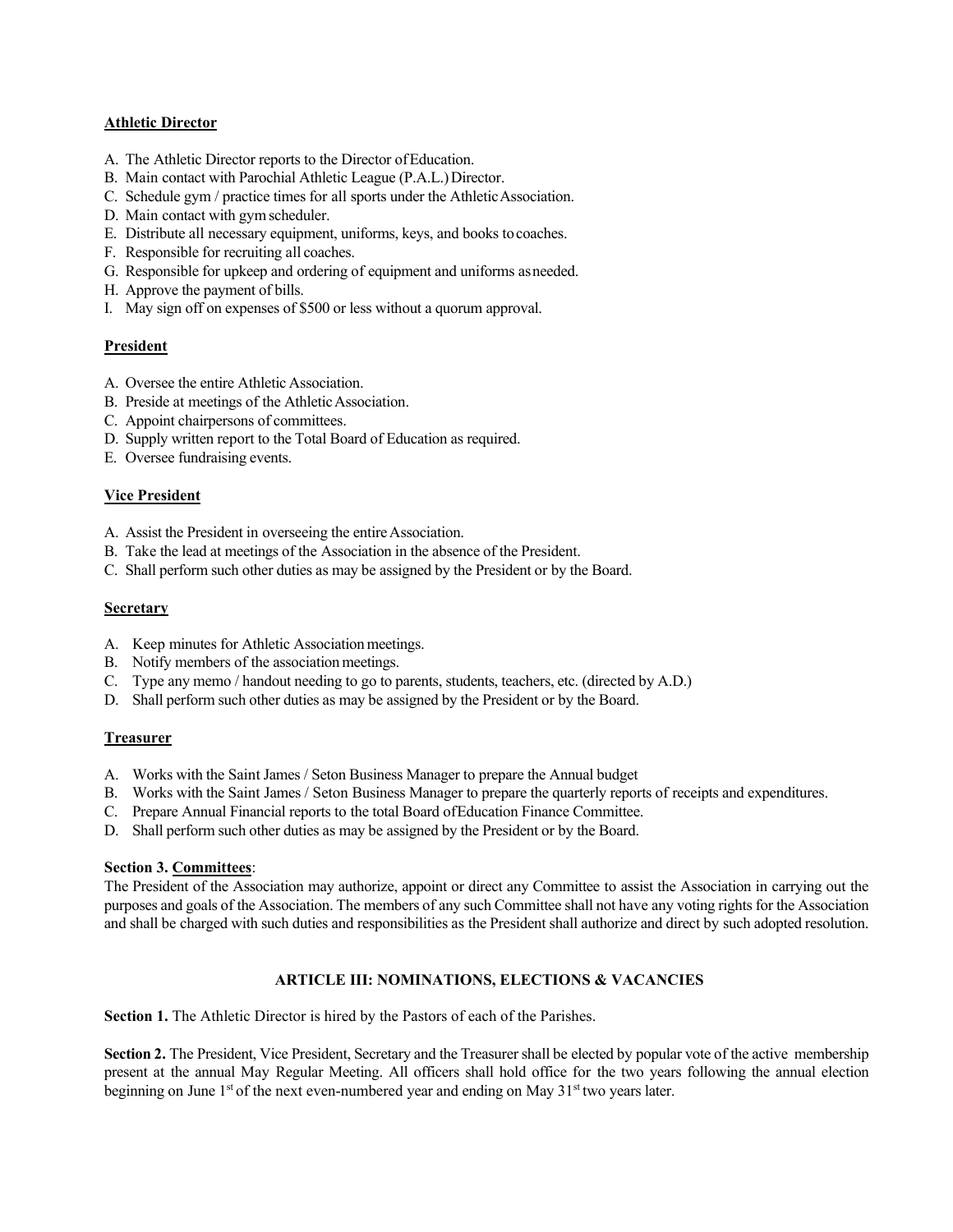**Athletic Director**

A. The Athletic Director reports to the Director of Education.
B. Main contact with Parochial Athletic League (P.A.L.) Director.
C. Schedule gym / practice times for all sports under the Athletic Association.
D. Main contact with gym scheduler.
E. Distribute all necessary equipment, uniforms, keys, and books to coaches.
F. Responsible for recruiting all coaches.
G. Responsible for upkeep and ordering of equipment and uniforms as needed.
H. Approve the payment of bills.
I. May sign off on expenses of $500 or less without a quorum approval.

**President**

A. Oversee the entire Athletic Association.
B. Preside at meetings of the Athletic Association.
C. Appoint chairpersons of committees.
D. Supply written report to the Total Board of Education as required.
E. Oversee fundraising events.

**Vice President**

A. Assist the President in overseeing the entire Association.
B. Take the lead at meetings of the Association in the absence of the President.
C. Shall perform such other duties as may be assigned by the President or by the Board.

**Secretary**

A. Keep minutes for Athletic Association meetings.
B. Notify members of the association meetings.
C. Type any memo / handout needing to go to parents, students, teachers, etc. (directed by A.D.)
D. Shall perform such other duties as may be assigned by the President or by the Board.

**Treasurer**

A. Works with the Saint James / Seton Business Manager to prepare the Annual budget
B. Works with the Saint James / Seton Business Manager to prepare the quarterly reports of receipts and expenditures.
C. Prepare Annual Financial reports to the total Board of Education Finance Committee.
D. Shall perform such other duties as may be assigned by the President or by the Board.

**Section 3. Committees**:
The President of the Association may authorize, appoint or direct any Committee to assist the Association in carrying out the purposes and goals of the Association. The members of any such Committee shall not have any voting rights for the Association and shall be charged with such duties and responsibilities as the President shall authorize and direct by such adopted resolution.

## ARTICLE III: NOMINATIONS, ELECTIONS & VACANCIES

**Section 1.** The Athletic Director is hired by the Pastors of each of the Parishes.

**Section 2.** The President, Vice President, Secretary and the Treasurer shall be elected by popular vote of the active membership present at the annual May Regular Meeting. All officers shall hold office for the two years following the annual election beginning on June 1st of the next even-numbered year and ending on May 31st two years later.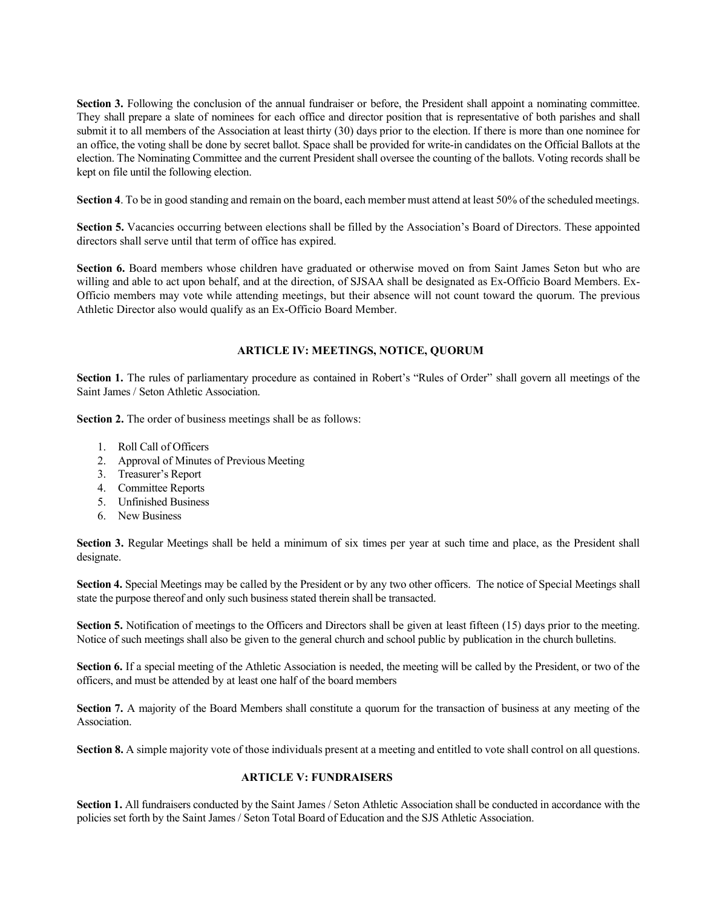**Section 3.** Following the conclusion of the annual fundraiser or before, the President shall appoint a nominating committee. They shall prepare a slate of nominees for each office and director position that is representative of both parishes and shall submit it to all members of the Association at least thirty (30) days prior to the election. If there is more than one nominee for an office, the voting shall be done by secret ballot. Space shall be provided for write-in candidates on the Official Ballots at the election. The Nominating Committee and the current President shall oversee the counting of the ballots. Voting records shall be kept on file until the following election.

**Section 4**. To be in good standing and remain on the board, each member must attend at least 50% of the scheduled meetings.

**Section 5.** Vacancies occurring between elections shall be filled by the Association's Board of Directors. These appointed directors shall serve until that term of office has expired.

**Section 6.** Board members whose children have graduated or otherwise moved on from Saint James Seton but who are willing and able to act upon behalf, and at the direction, of SJSAA shall be designated as Ex-Officio Board Members. Ex-Officio members may vote while attending meetings, but their absence will not count toward the quorum. The previous Athletic Director also would qualify as an Ex-Officio Board Member.

## ARTICLE IV: MEETINGS, NOTICE, QUORUM

**Section 1.** The rules of parliamentary procedure as contained in Robert's "Rules of Order" shall govern all meetings of the Saint James / Seton Athletic Association.

**Section 2.** The order of business meetings shall be as follows:

1. Roll Call of Officers
2. Approval of Minutes of Previous Meeting
3. Treasurer's Report
4. Committee Reports
5. Unfinished Business
6. New Business

**Section 3.** Regular Meetings shall be held a minimum of six times per year at such time and place, as the President shall designate.

**Section 4.** Special Meetings may be called by the President or by any two other officers. The notice of Special Meetings shall state the purpose thereof and only such business stated therein shall be transacted.

**Section 5.** Notification of meetings to the Officers and Directors shall be given at least fifteen (15) days prior to the meeting. Notice of such meetings shall also be given to the general church and school public by publication in the church bulletins.

**Section 6.** If a special meeting of the Athletic Association is needed, the meeting will be called by the President, or two of the officers, and must be attended by at least one half of the board members

**Section 7.** A majority of the Board Members shall constitute a quorum for the transaction of business at any meeting of the Association.

**Section 8.** A simple majority vote of those individuals present at a meeting and entitled to vote shall control on all questions.

## ARTICLE V: FUNDRAISERS

**Section 1.** All fundraisers conducted by the Saint James / Seton Athletic Association shall be conducted in accordance with the policies set forth by the Saint James / Seton Total Board of Education and the SJS Athletic Association.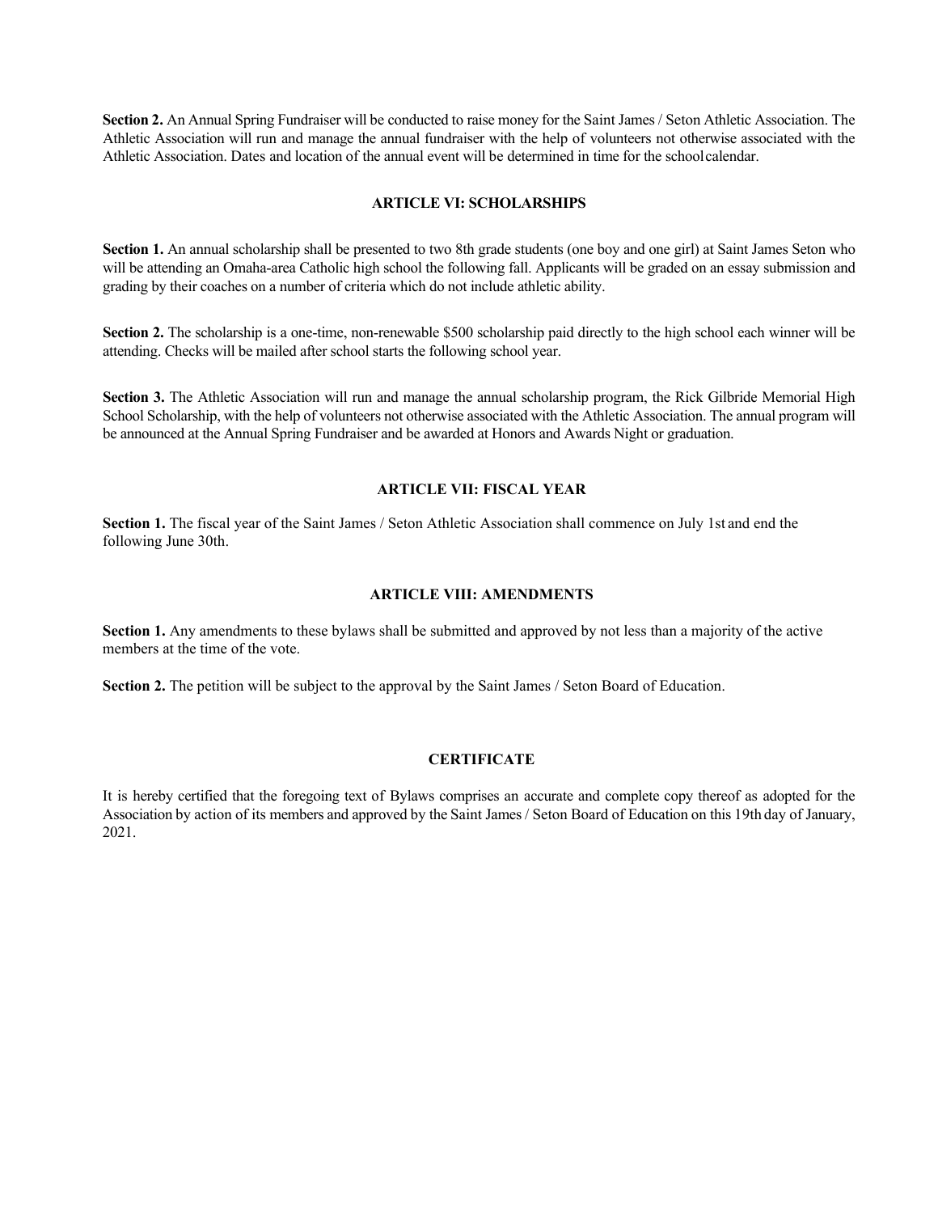**Section 2.** An Annual Spring Fundraiser will be conducted to raise money for the Saint James / Seton Athletic Association. The Athletic Association will run and manage the annual fundraiser with the help of volunteers not otherwise associated with the Athletic Association. Dates and location of the annual event will be determined in time for the school calendar.

## ARTICLE VI: SCHOLARSHIPS

**Section 1.** An annual scholarship shall be presented to two 8th grade students (one boy and one girl) at Saint James Seton who will be attending an Omaha-area Catholic high school the following fall. Applicants will be graded on an essay submission and grading by their coaches on a number of criteria which do not include athletic ability.

**Section 2.** The scholarship is a one-time, non-renewable $500 scholarship paid directly to the high school each winner will be attending. Checks will be mailed after school starts the following school year.

**Section 3.** The Athletic Association will run and manage the annual scholarship program, the Rick Gilbride Memorial High School Scholarship, with the help of volunteers not otherwise associated with the Athletic Association. The annual program will be announced at the Annual Spring Fundraiser and be awarded at Honors and Awards Night or graduation.

## ARTICLE VII: FISCAL YEAR

**Section 1.** The fiscal year of the Saint James / Seton Athletic Association shall commence on July 1st and end the following June 30th.

## ARTICLE VIII: AMENDMENTS

**Section 1.** Any amendments to these bylaws shall be submitted and approved by not less than a majority of the active members at the time of the vote.

**Section 2.** The petition will be subject to the approval by the Saint James / Seton Board of Education.

## CERTIFICATE

It is hereby certified that the foregoing text of Bylaws comprises an accurate and complete copy thereof as adopted for the Association by action of its members and approved by the Saint James / Seton Board of Education on this 19th day of January, 2021.